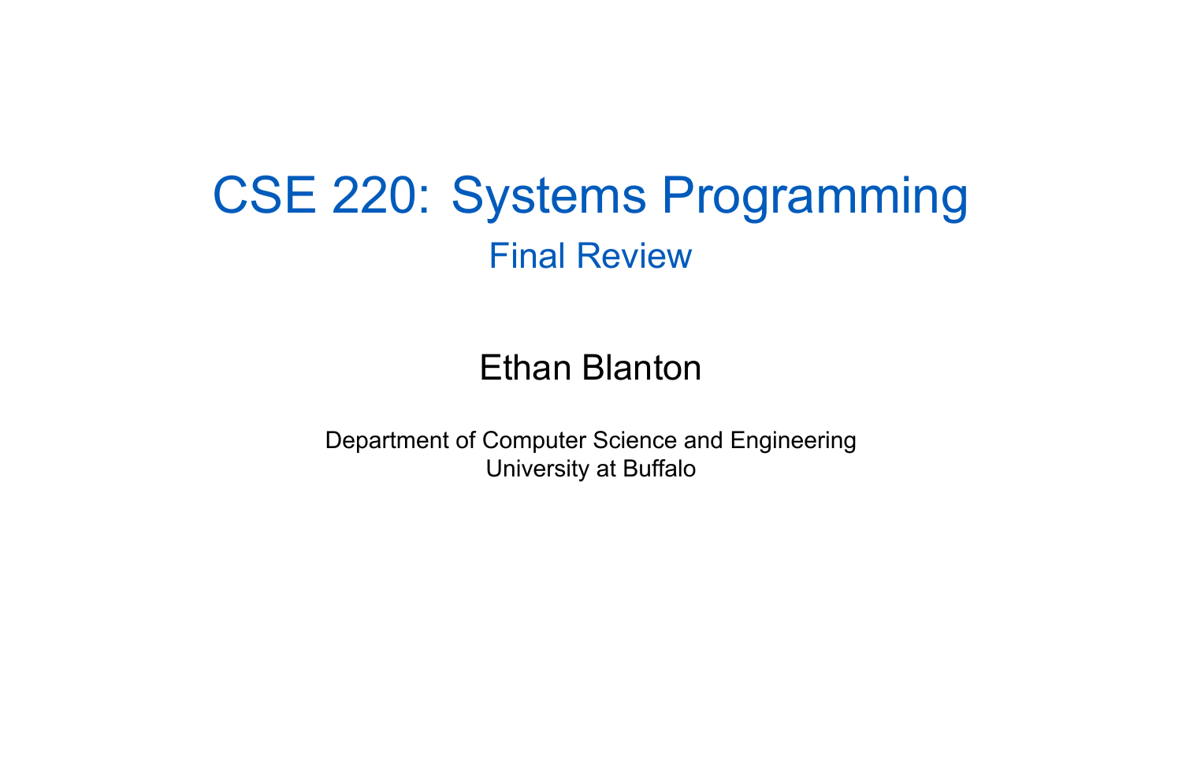# CSE 220: Systems Programming

## Final Review

Ethan Blanton

Department of Computer Science and Engineering
University at Buffalo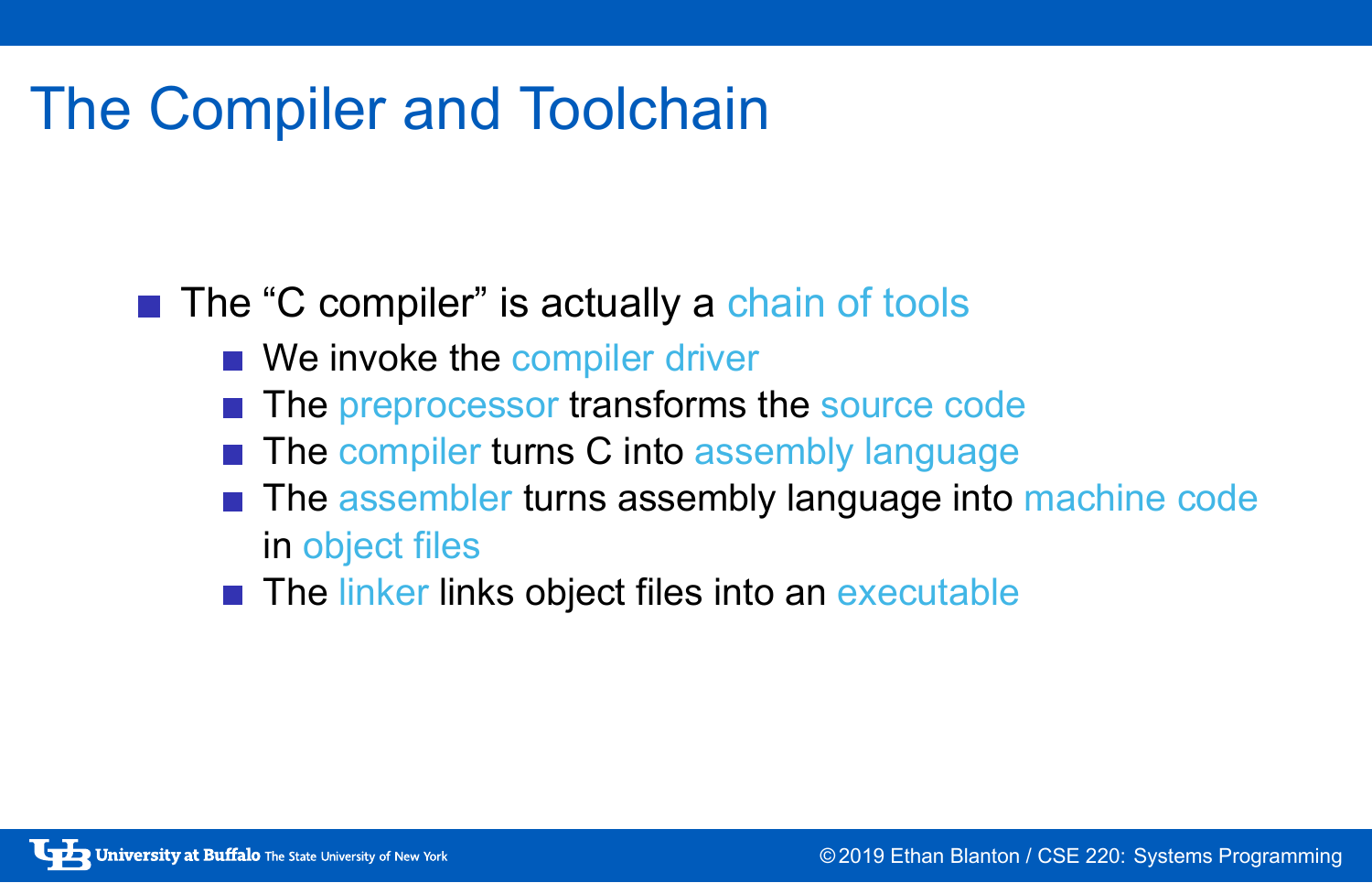# The Compiler and Toolchain

- The “C compiler” is actually a chain of tools
  - We invoke the compiler driver
  - The preprocessor transforms the source code
  - The compiler turns C into assembly language
  - The assembler turns assembly language into machine code in object files
  - The linker links object files into an executable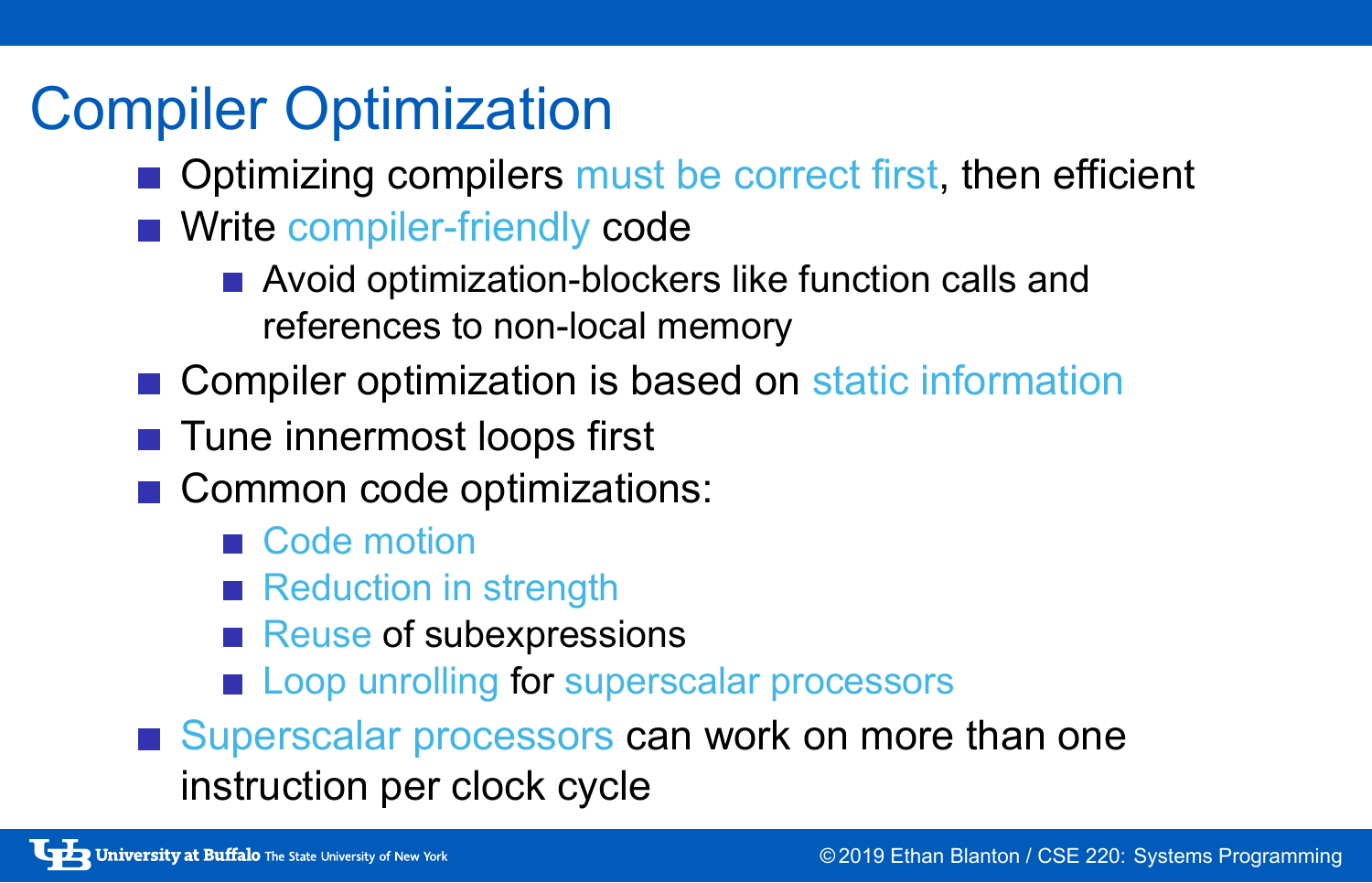# Compiler Optimization

- Optimizing compilers must be correct first, then efficient
- Write compiler-friendly code
  - Avoid optimization-blockers like function calls and references to non-local memory
- Compiler optimization is based on static information
- Tune innermost loops first
- Common code optimizations:
  - Code motion
  - Reduction in strength
  - Reuse of subexpressions
  - Loop unrolling for superscalar processors
- Superscalar processors can work on more than one instruction per clock cycle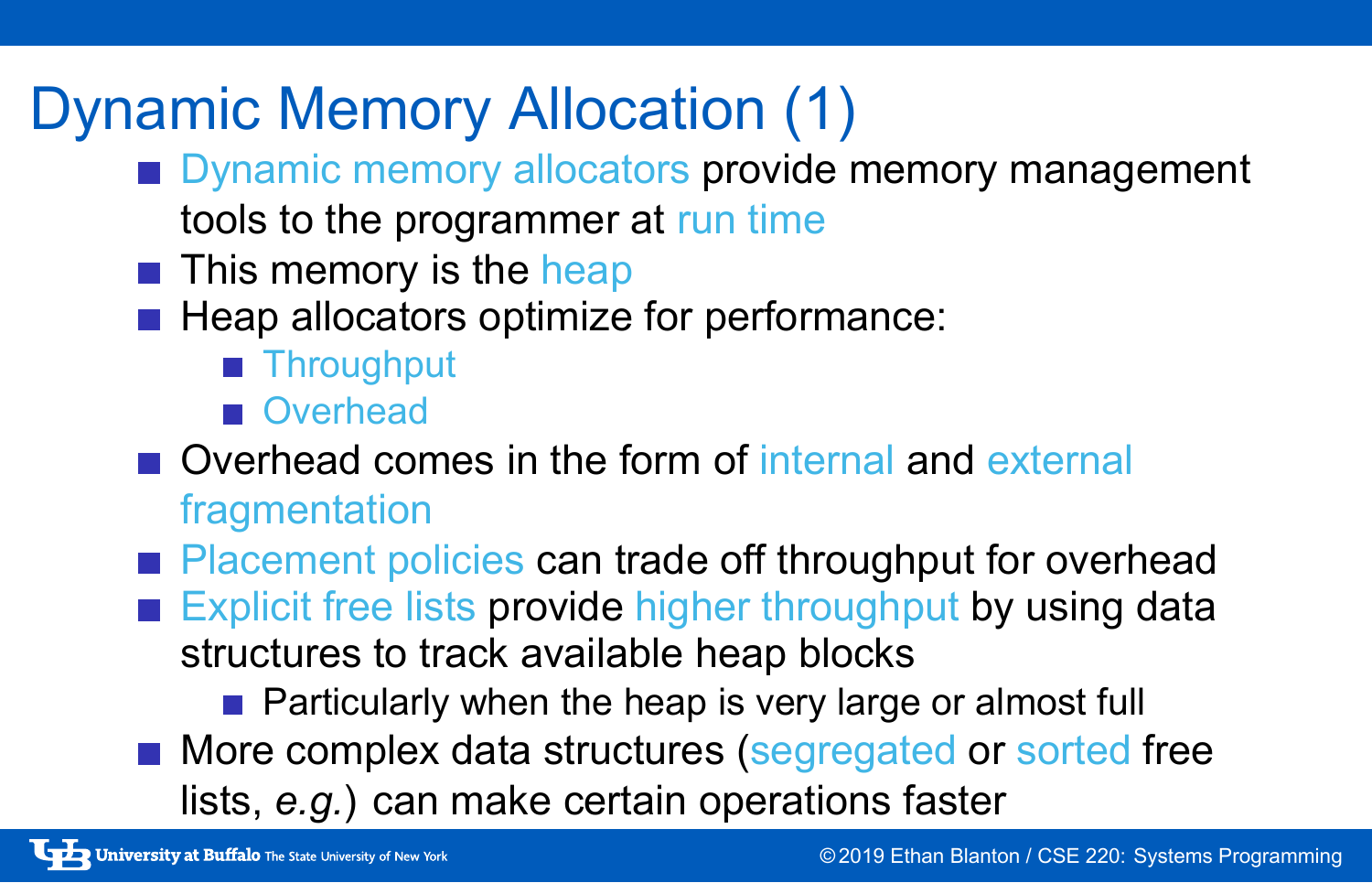# Dynamic Memory Allocation (1)

- Dynamic memory allocators provide memory management tools to the programmer at run time
- This memory is the heap
- Heap allocators optimize for performance:
  - Throughput
  - Overhead
- Overhead comes in the form of internal and external fragmentation
- Placement policies can trade off throughput for overhead
- Explicit free lists provide higher throughput by using data structures to track available heap blocks
  - Particularly when the heap is very large or almost full
- More complex data structures (segregated or sorted free lists, *e.g.*) can make certain operations faster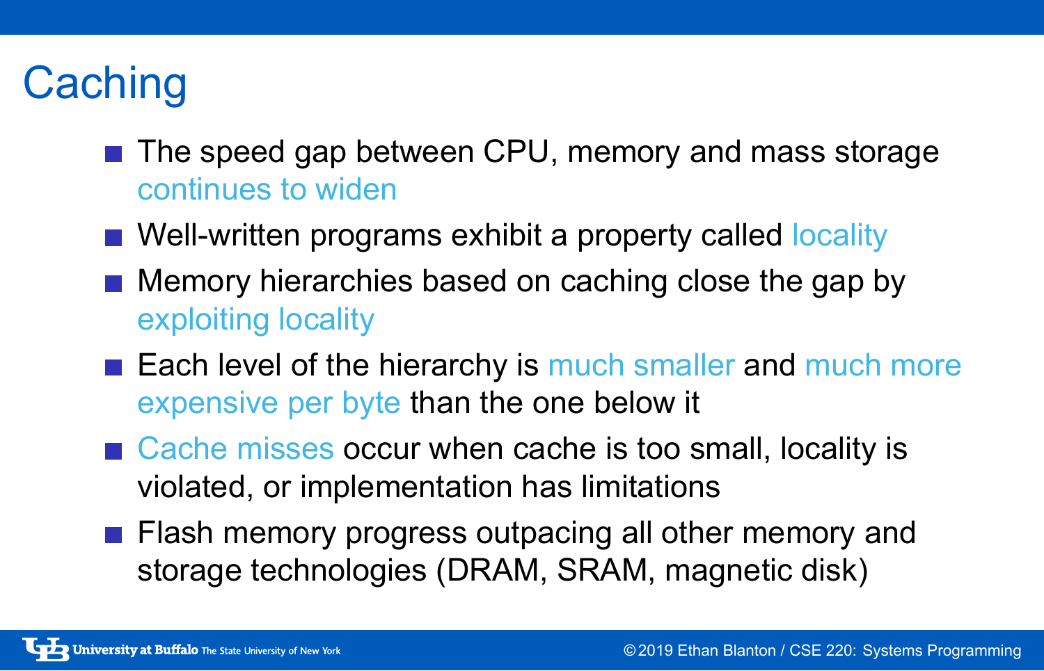# Caching

- The speed gap between CPU, memory and mass storage continues to widen
- Well-written programs exhibit a property called locality
- Memory hierarchies based on caching close the gap by exploiting locality
- Each level of the hierarchy is much smaller and much more expensive per byte than the one below it
- Cache misses occur when cache is too small, locality is violated, or implementation has limitations
- Flash memory progress outpacing all other memory and storage technologies (DRAM, SRAM, magnetic disk)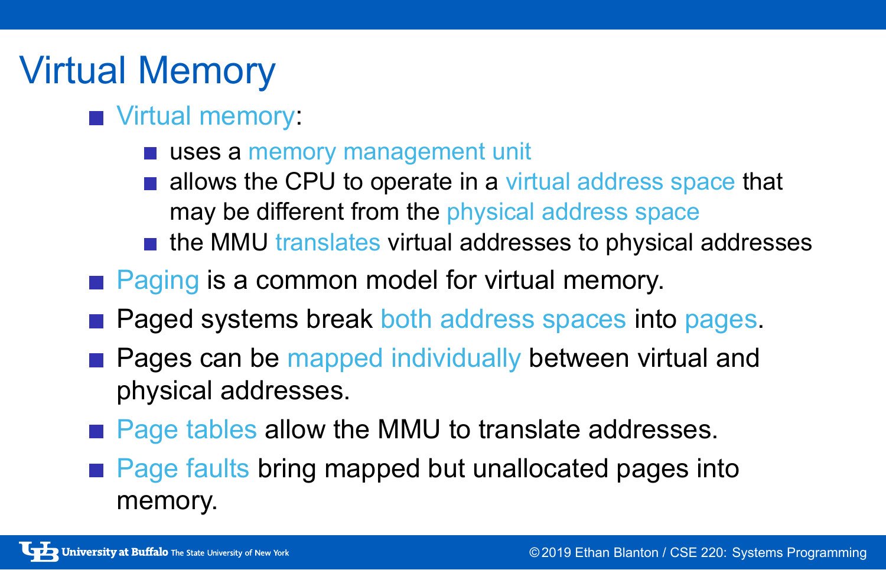# Virtual Memory

- Virtual memory:
  - uses a memory management unit
  - allows the CPU to operate in a virtual address space that may be different from the physical address space
  - the MMU translates virtual addresses to physical addresses
- Paging is a common model for virtual memory.
- Paged systems break both address spaces into pages.
- Pages can be mapped individually between virtual and physical addresses.
- Page tables allow the MMU to translate addresses.
- Page faults bring mapped but unallocated pages into memory.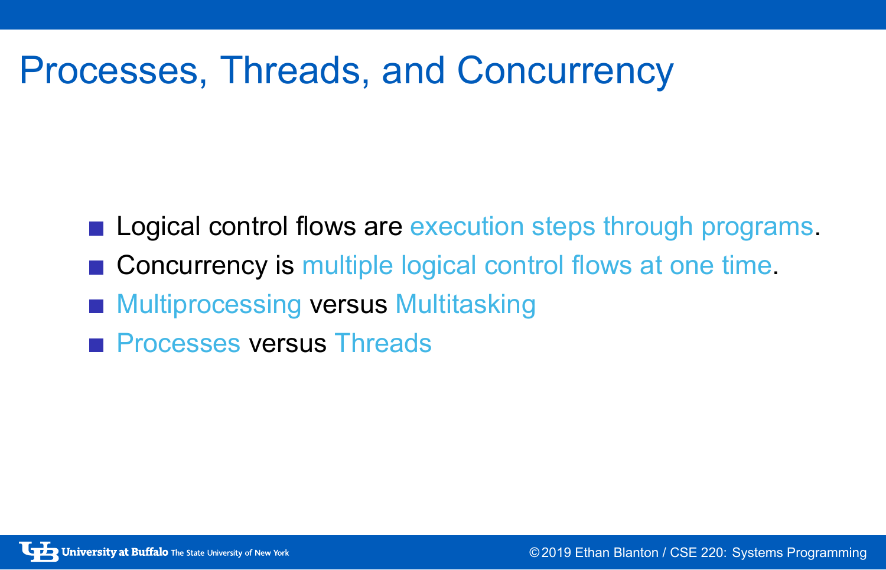# Processes, Threads, and Concurrency

- Logical control flows are execution steps through programs.
- Concurrency is multiple logical control flows at one time.
- Multiprocessing versus Multitasking
- Processes versus Threads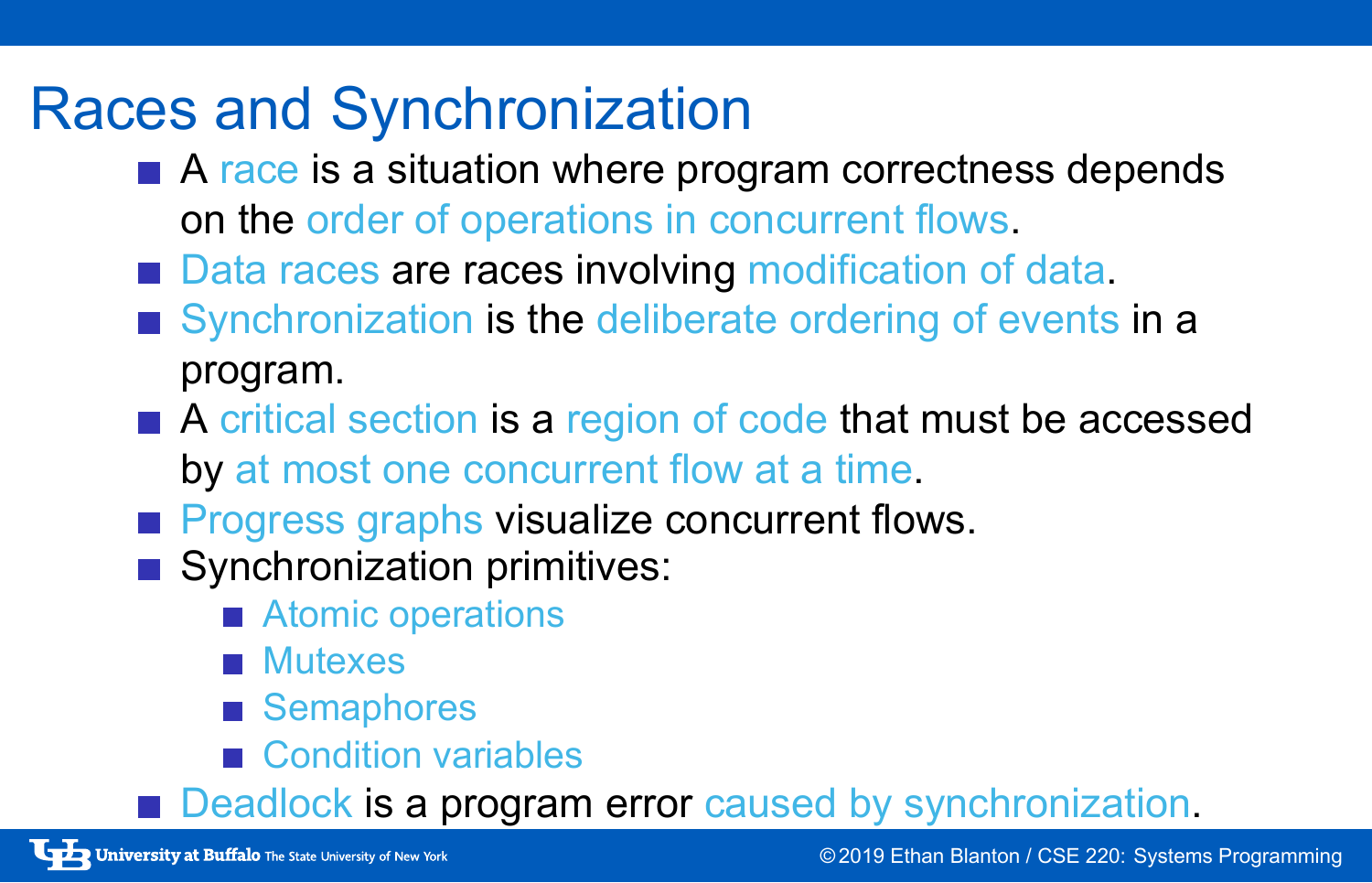# Races and Synchronization

- A race is a situation where program correctness depends on the order of operations in concurrent flows.
- Data races are races involving modification of data.
- Synchronization is the deliberate ordering of events in a program.
- A critical section is a region of code that must be accessed by at most one concurrent flow at a time.
- Progress graphs visualize concurrent flows.
- Synchronization primitives:
  - Atomic operations
  - Mutexes
  - Semaphores
  - Condition variables
- Deadlock is a program error caused by synchronization.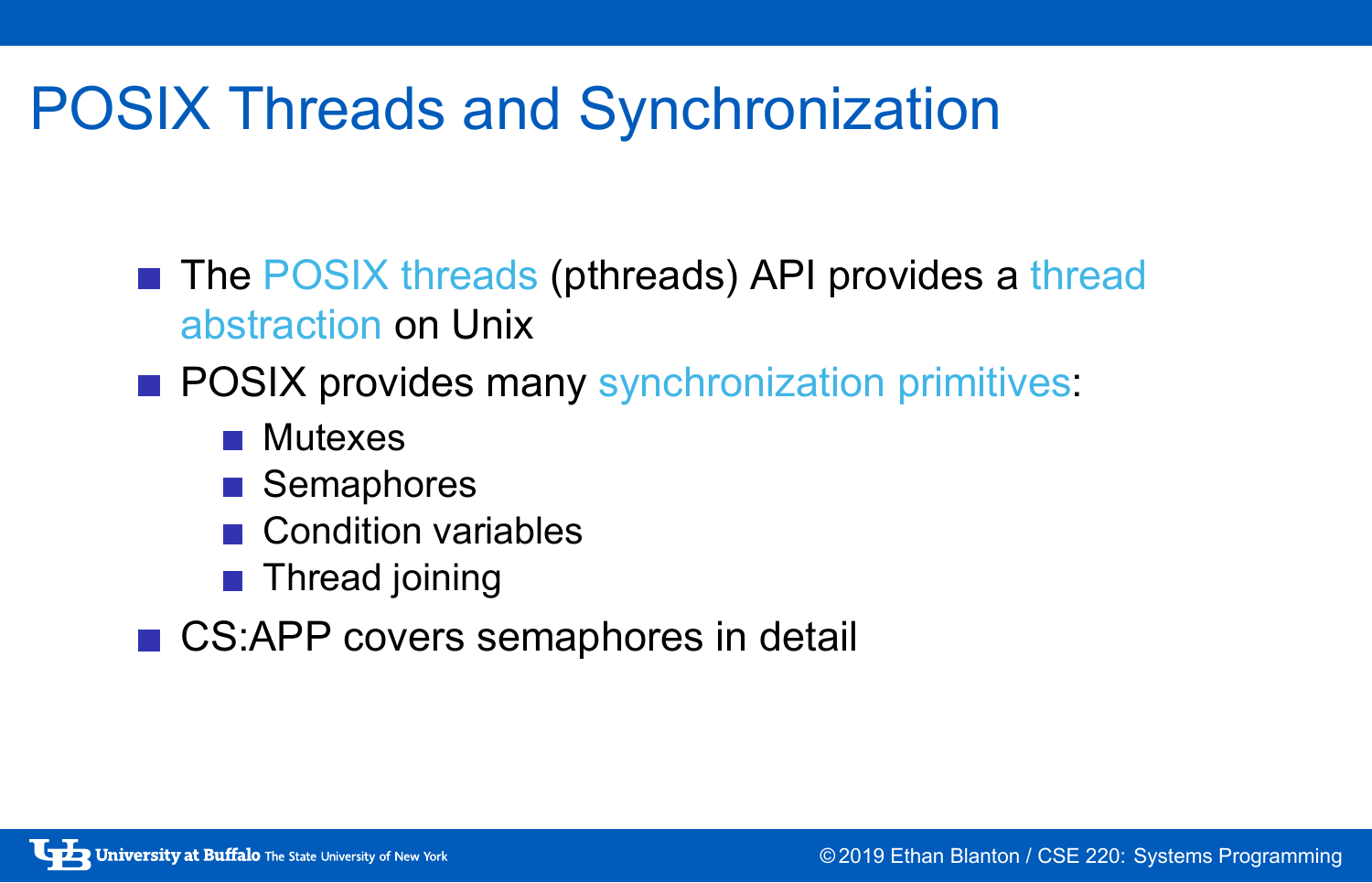# POSIX Threads and Synchronization

- The POSIX threads (pthreads) API provides a thread abstraction on Unix
- POSIX provides many synchronization primitives:
  - Mutexes
  - Semaphores
  - Condition variables
  - Thread joining
- CS:APP covers semaphores in detail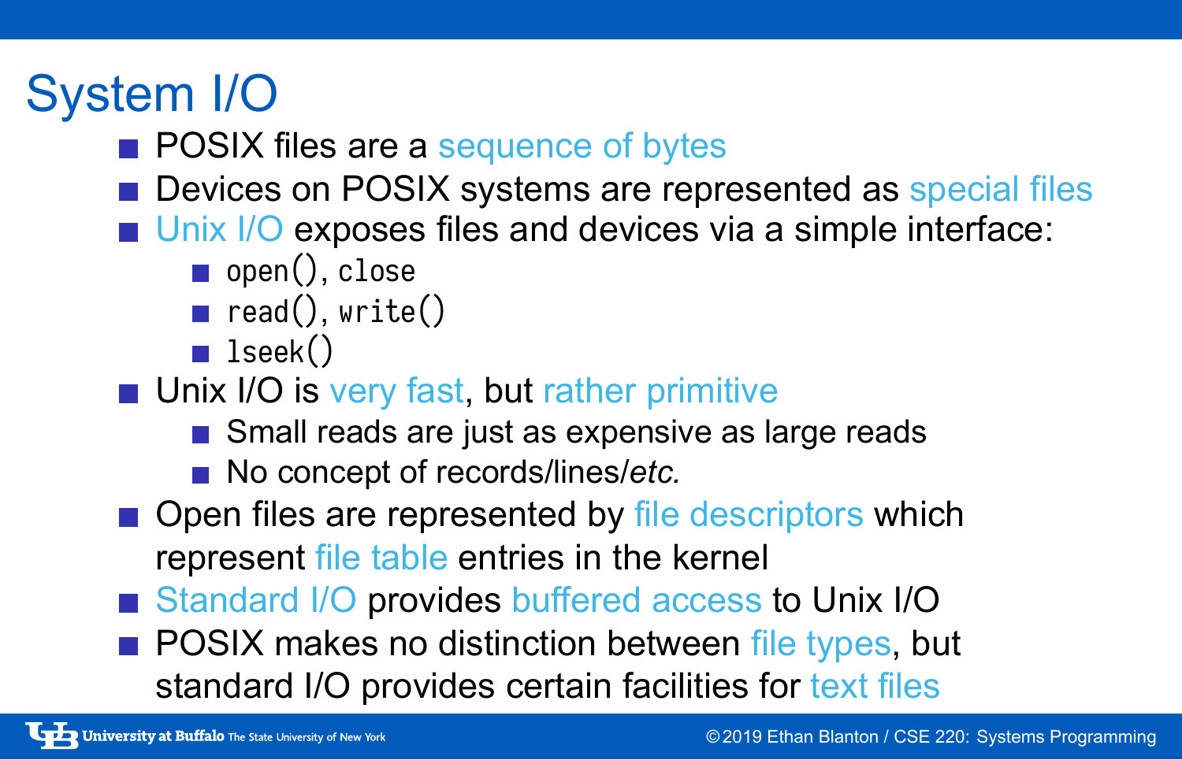# System I/O

- POSIX files are a sequence of bytes
- Devices on POSIX systems are represented as special files
- Unix I/O exposes files and devices via a simple interface:
  - `open()`, `close`
  - `read()`, `write()`
  - `lseek()`
- Unix I/O is very fast, but rather primitive
  - Small reads are just as expensive as large reads
  - No concept of records/lines/*etc.*
- Open files are represented by file descriptors which represent file table entries in the kernel
- Standard I/O provides buffered access to Unix I/O
- POSIX makes no distinction between file types, but standard I/O provides certain facilities for text files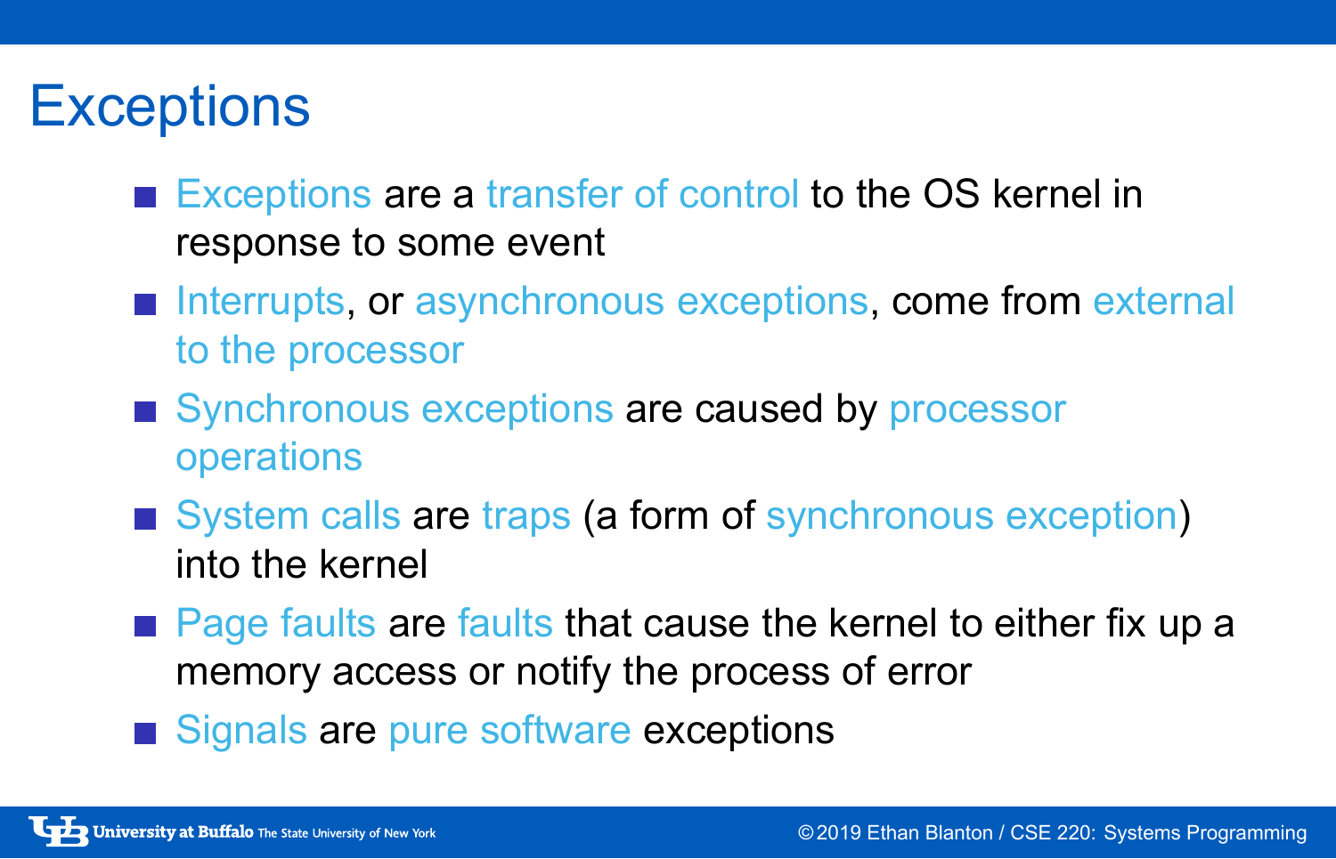# Exceptions

- Exceptions are a transfer of control to the OS kernel in response to some event
- Interrupts, or asynchronous exceptions, come from external to the processor
- Synchronous exceptions are caused by processor operations
- System calls are traps (a form of synchronous exception) into the kernel
- Page faults are faults that cause the kernel to either fix up a memory access or notify the process of error
- Signals are pure software exceptions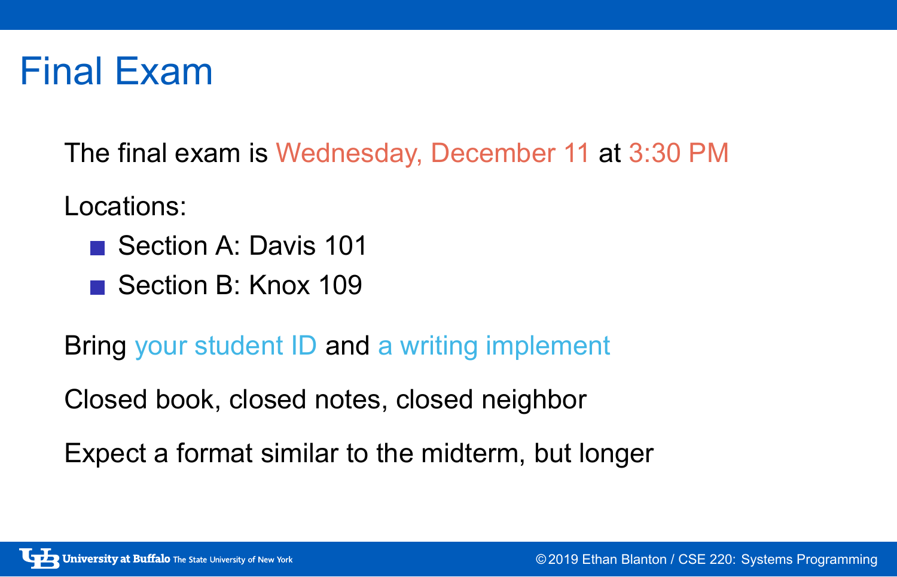# Final Exam

The final exam is Wednesday, December 11 at 3:30 PM

Locations:

- Section A: Davis 101
- Section B: Knox 109

Bring your student ID and a writing implement

Closed book, closed notes, closed neighbor

Expect a format similar to the midterm, but longer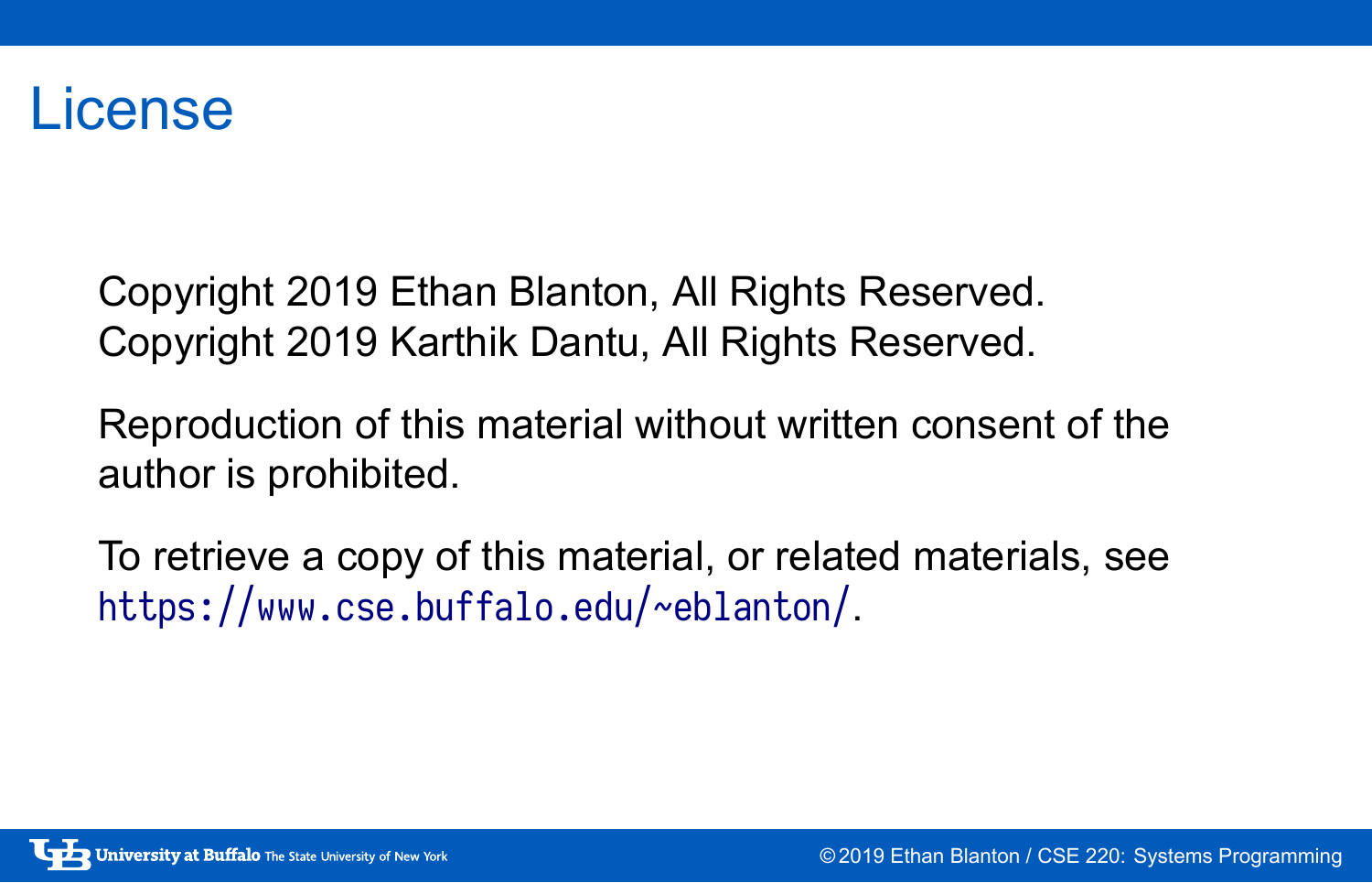# License

Copyright 2019 Ethan Blanton, All Rights Reserved.
Copyright 2019 Karthik Dantu, All Rights Reserved.

Reproduction of this material without written consent of the author is prohibited.

To retrieve a copy of this material, or related materials, see `https://www.cse.buffalo.edu/~eblanton/`.